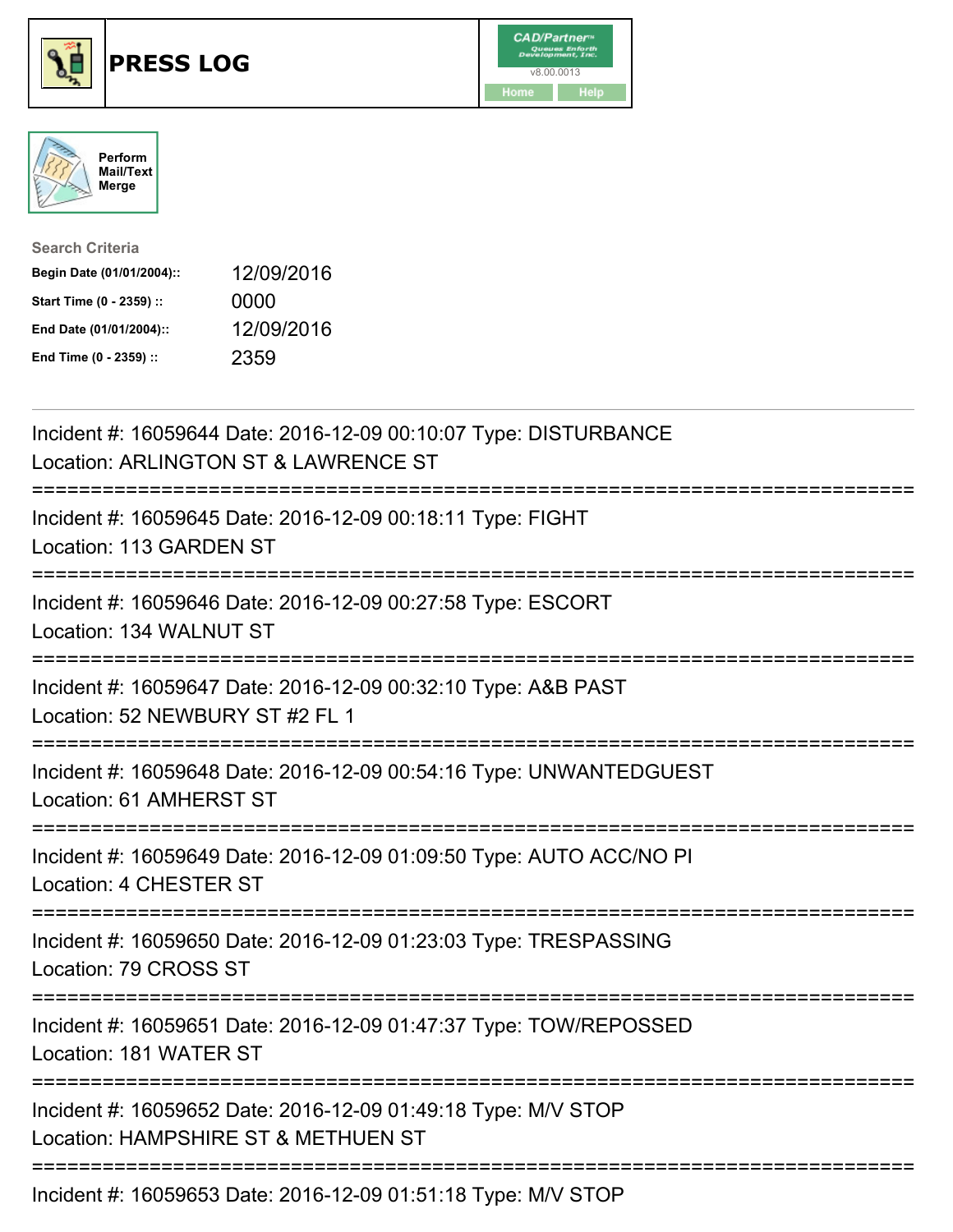# PRESS LOG

CAD/Partner v8.00.0013

Home Help

Perform Mail/Text Merge

**Search Criteria**

| | |
|---|---|
| **Begin Date (01/01/2004)::** | 12/09/2016 |
| **Start Time (0 - 2359) ::** | 0000 |
| **End Date (01/01/2004)::** | 12/09/2016 |
| **End Time (0 - 2359) ::** | 2359 |

---

Incident #: 16059644 Date: 2016-12-09 00:10:07 Type: DISTURBANCE
Location: ARLINGTON ST & LAWRENCE ST

===========================================================================

Incident #: 16059645 Date: 2016-12-09 00:18:11 Type: FIGHT
Location: 113 GARDEN ST

===========================================================================

Incident #: 16059646 Date: 2016-12-09 00:27:58 Type: ESCORT
Location: 134 WALNUT ST

===========================================================================

Incident #: 16059647 Date: 2016-12-09 00:32:10 Type: A&B PAST
Location: 52 NEWBURY ST #2 FL 1

===========================================================================

Incident #: 16059648 Date: 2016-12-09 00:54:16 Type: UNWANTEDGUEST
Location: 61 AMHERST ST

===========================================================================

Incident #: 16059649 Date: 2016-12-09 01:09:50 Type: AUTO ACC/NO PI
Location: 4 CHESTER ST

===========================================================================

Incident #: 16059650 Date: 2016-12-09 01:23:03 Type: TRESPASSING
Location: 79 CROSS ST

===========================================================================

Incident #: 16059651 Date: 2016-12-09 01:47:37 Type: TOW/REPOSSED
Location: 181 WATER ST

===========================================================================

Incident #: 16059652 Date: 2016-12-09 01:49:18 Type: M/V STOP
Location: HAMPSHIRE ST & METHUEN ST

===========================================================================

Incident #: 16059653 Date: 2016-12-09 01:51:18 Type: M/V STOP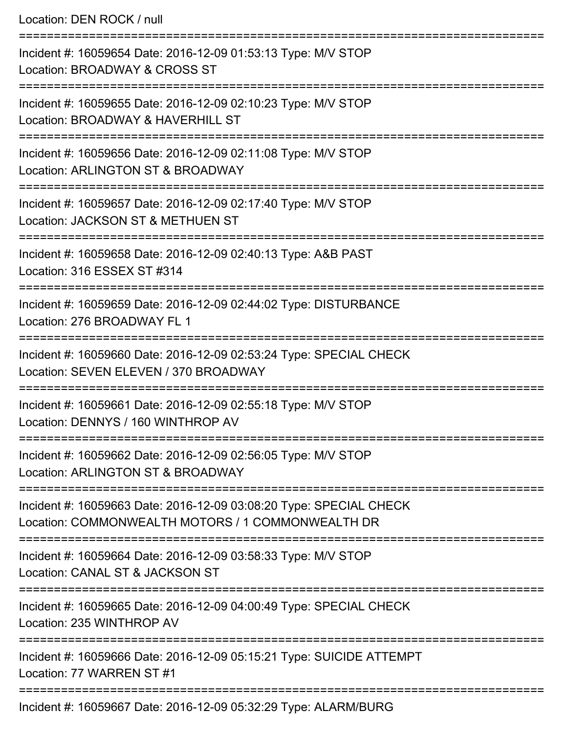Location: DEN ROCK / null

===========================================================================

Incident #: 16059654 Date: 2016-12-09 01:53:13 Type: M/V STOP
Location: BROADWAY & CROSS ST

===========================================================================

Incident #: 16059655 Date: 2016-12-09 02:10:23 Type: M/V STOP
Location: BROADWAY & HAVERHILL ST

===========================================================================

Incident #: 16059656 Date: 2016-12-09 02:11:08 Type: M/V STOP
Location: ARLINGTON ST & BROADWAY

===========================================================================

Incident #: 16059657 Date: 2016-12-09 02:17:40 Type: M/V STOP
Location: JACKSON ST & METHUEN ST

===========================================================================

Incident #: 16059658 Date: 2016-12-09 02:40:13 Type: A&B PAST
Location: 316 ESSEX ST #314

===========================================================================

Incident #: 16059659 Date: 2016-12-09 02:44:02 Type: DISTURBANCE
Location: 276 BROADWAY FL 1

===========================================================================

Incident #: 16059660 Date: 2016-12-09 02:53:24 Type: SPECIAL CHECK
Location: SEVEN ELEVEN / 370 BROADWAY

===========================================================================

Incident #: 16059661 Date: 2016-12-09 02:55:18 Type: M/V STOP
Location: DENNYS / 160 WINTHROP AV

===========================================================================

Incident #: 16059662 Date: 2016-12-09 02:56:05 Type: M/V STOP
Location: ARLINGTON ST & BROADWAY

===========================================================================

Incident #: 16059663 Date: 2016-12-09 03:08:20 Type: SPECIAL CHECK
Location: COMMONWEALTH MOTORS / 1 COMMONWEALTH DR

===========================================================================

Incident #: 16059664 Date: 2016-12-09 03:58:33 Type: M/V STOP
Location: CANAL ST & JACKSON ST

===========================================================================

Incident #: 16059665 Date: 2016-12-09 04:00:49 Type: SPECIAL CHECK
Location: 235 WINTHROP AV

===========================================================================

Incident #: 16059666 Date: 2016-12-09 05:15:21 Type: SUICIDE ATTEMPT
Location: 77 WARREN ST #1

===========================================================================

Incident #: 16059667 Date: 2016-12-09 05:32:29 Type: ALARM/BURG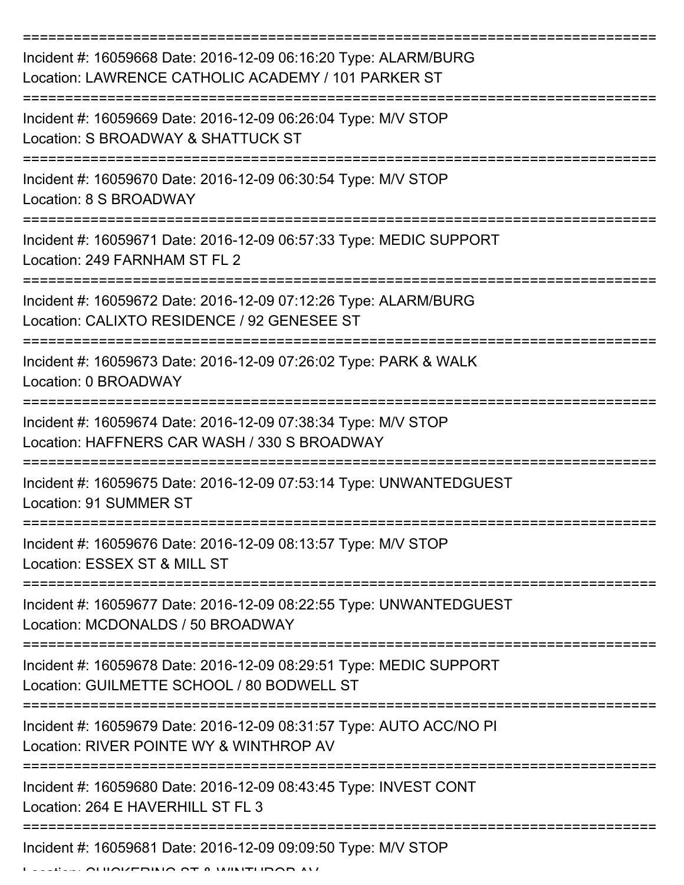===========================================================================

Incident #: 16059668 Date: 2016-12-09 06:16:20 Type: ALARM/BURG
Location: LAWRENCE CATHOLIC ACADEMY / 101 PARKER ST

===========================================================================

Incident #: 16059669 Date: 2016-12-09 06:26:04 Type: M/V STOP
Location: S BROADWAY & SHATTUCK ST

===========================================================================

Incident #: 16059670 Date: 2016-12-09 06:30:54 Type: M/V STOP
Location: 8 S BROADWAY

===========================================================================

Incident #: 16059671 Date: 2016-12-09 06:57:33 Type: MEDIC SUPPORT
Location: 249 FARNHAM ST FL 2

===========================================================================

Incident #: 16059672 Date: 2016-12-09 07:12:26 Type: ALARM/BURG
Location: CALIXTO RESIDENCE / 92 GENESEE ST

===========================================================================

Incident #: 16059673 Date: 2016-12-09 07:26:02 Type: PARK & WALK
Location: 0 BROADWAY

===========================================================================

Incident #: 16059674 Date: 2016-12-09 07:38:34 Type: M/V STOP
Location: HAFFNERS CAR WASH / 330 S BROADWAY

===========================================================================

Incident #: 16059675 Date: 2016-12-09 07:53:14 Type: UNWANTEDGUEST
Location: 91 SUMMER ST

===========================================================================

Incident #: 16059676 Date: 2016-12-09 08:13:57 Type: M/V STOP
Location: ESSEX ST & MILL ST

===========================================================================

Incident #: 16059677 Date: 2016-12-09 08:22:55 Type: UNWANTEDGUEST
Location: MCDONALDS / 50 BROADWAY

===========================================================================

Incident #: 16059678 Date: 2016-12-09 08:29:51 Type: MEDIC SUPPORT
Location: GUILMETTE SCHOOL / 80 BODWELL ST

===========================================================================

Incident #: 16059679 Date: 2016-12-09 08:31:57 Type: AUTO ACC/NO PI
Location: RIVER POINTE WY & WINTHROP AV

===========================================================================

Incident #: 16059680 Date: 2016-12-09 08:43:45 Type: INVEST CONT
Location: 264 E HAVERHILL ST FL 3

===========================================================================

Incident #: 16059681 Date: 2016-12-09 09:09:50 Type: M/V STOP
Location: CHICKERING ST & WINTHROP AV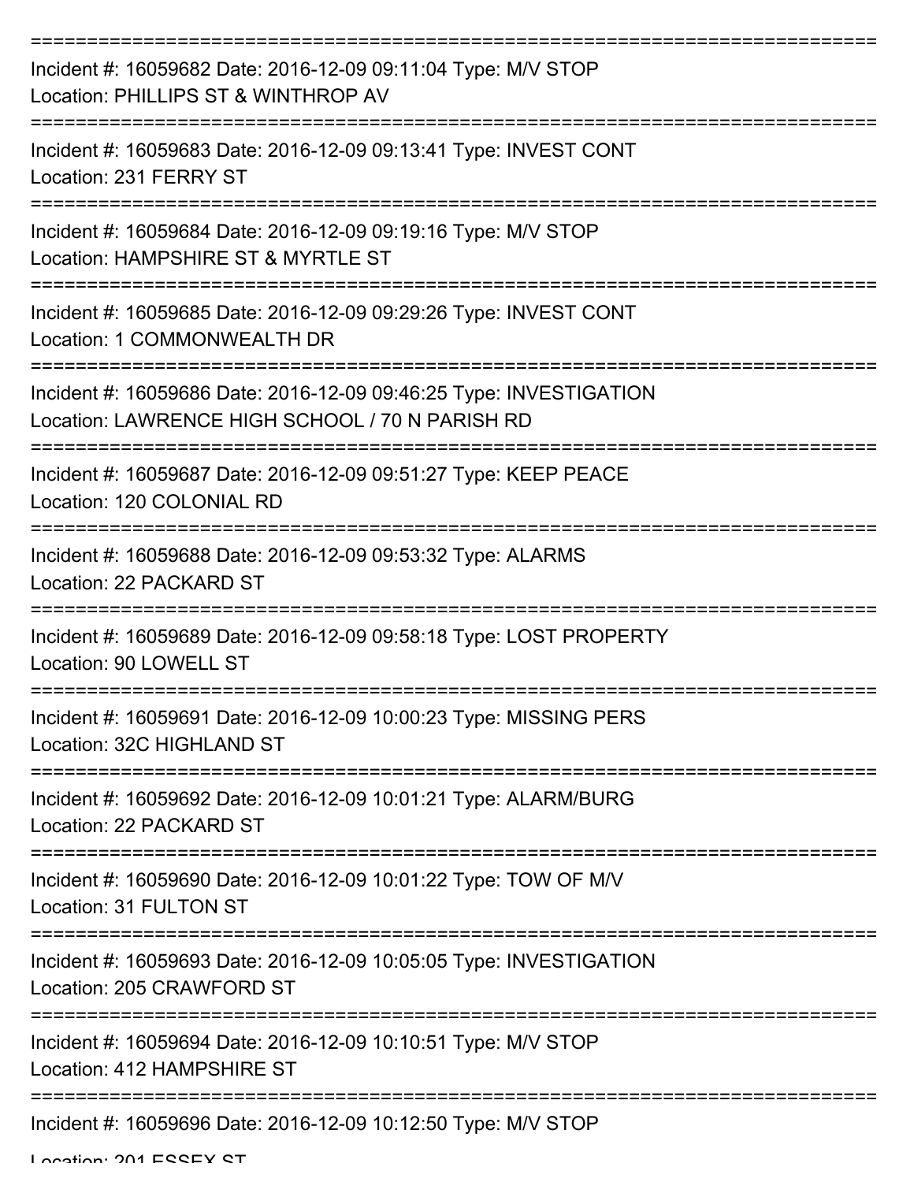===========================================================================

Incident #: 16059682 Date: 2016-12-09 09:11:04 Type: M/V STOP
Location: PHILLIPS ST & WINTHROP AV

===========================================================================

Incident #: 16059683 Date: 2016-12-09 09:13:41 Type: INVEST CONT
Location: 231 FERRY ST

===========================================================================

Incident #: 16059684 Date: 2016-12-09 09:19:16 Type: M/V STOP
Location: HAMPSHIRE ST & MYRTLE ST

===========================================================================

Incident #: 16059685 Date: 2016-12-09 09:29:26 Type: INVEST CONT
Location: 1 COMMONWEALTH DR

===========================================================================

Incident #: 16059686 Date: 2016-12-09 09:46:25 Type: INVESTIGATION
Location: LAWRENCE HIGH SCHOOL / 70 N PARISH RD

===========================================================================

Incident #: 16059687 Date: 2016-12-09 09:51:27 Type: KEEP PEACE
Location: 120 COLONIAL RD

===========================================================================

Incident #: 16059688 Date: 2016-12-09 09:53:32 Type: ALARMS
Location: 22 PACKARD ST

===========================================================================

Incident #: 16059689 Date: 2016-12-09 09:58:18 Type: LOST PROPERTY
Location: 90 LOWELL ST

===========================================================================

Incident #: 16059691 Date: 2016-12-09 10:00:23 Type: MISSING PERS
Location: 32C HIGHLAND ST

===========================================================================

Incident #: 16059692 Date: 2016-12-09 10:01:21 Type: ALARM/BURG
Location: 22 PACKARD ST

===========================================================================

Incident #: 16059690 Date: 2016-12-09 10:01:22 Type: TOW OF M/V
Location: 31 FULTON ST

===========================================================================

Incident #: 16059693 Date: 2016-12-09 10:05:05 Type: INVESTIGATION
Location: 205 CRAWFORD ST

===========================================================================

Incident #: 16059694 Date: 2016-12-09 10:10:51 Type: M/V STOP
Location: 412 HAMPSHIRE ST

===========================================================================

Incident #: 16059696 Date: 2016-12-09 10:12:50 Type: M/V STOP
Location: 201 ESSEX ST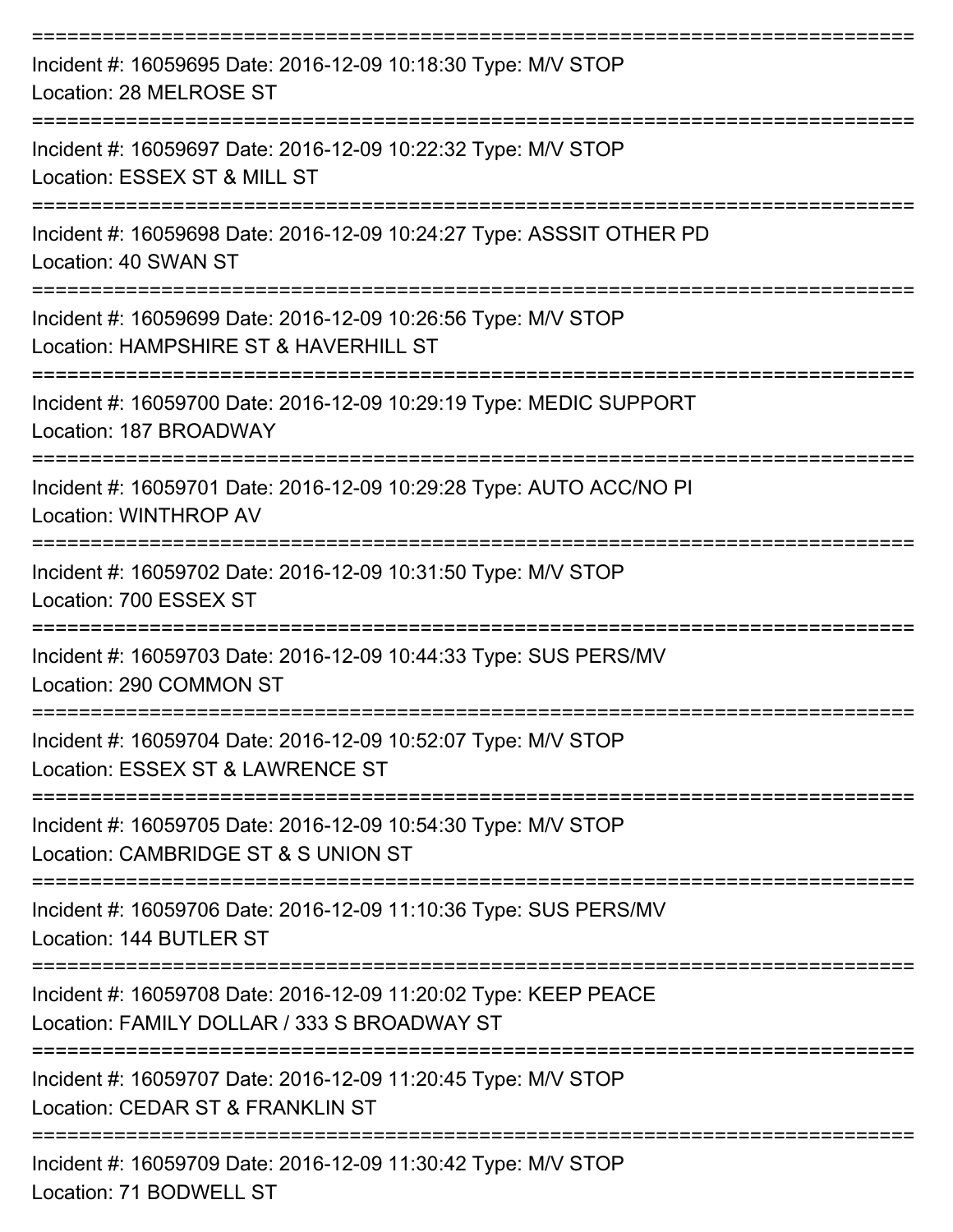===========================================================================

Incident #: 16059695 Date: 2016-12-09 10:18:30 Type: M/V STOP
Location: 28 MELROSE ST

===========================================================================

Incident #: 16059697 Date: 2016-12-09 10:22:32 Type: M/V STOP
Location: ESSEX ST & MILL ST

===========================================================================

Incident #: 16059698 Date: 2016-12-09 10:24:27 Type: ASSSIT OTHER PD
Location: 40 SWAN ST

===========================================================================

Incident #: 16059699 Date: 2016-12-09 10:26:56 Type: M/V STOP
Location: HAMPSHIRE ST & HAVERHILL ST

===========================================================================

Incident #: 16059700 Date: 2016-12-09 10:29:19 Type: MEDIC SUPPORT
Location: 187 BROADWAY

===========================================================================

Incident #: 16059701 Date: 2016-12-09 10:29:28 Type: AUTO ACC/NO PI
Location: WINTHROP AV

===========================================================================

Incident #: 16059702 Date: 2016-12-09 10:31:50 Type: M/V STOP
Location: 700 ESSEX ST

===========================================================================

Incident #: 16059703 Date: 2016-12-09 10:44:33 Type: SUS PERS/MV
Location: 290 COMMON ST

===========================================================================

Incident #: 16059704 Date: 2016-12-09 10:52:07 Type: M/V STOP
Location: ESSEX ST & LAWRENCE ST

===========================================================================

Incident #: 16059705 Date: 2016-12-09 10:54:30 Type: M/V STOP
Location: CAMBRIDGE ST & S UNION ST

===========================================================================

Incident #: 16059706 Date: 2016-12-09 11:10:36 Type: SUS PERS/MV
Location: 144 BUTLER ST

===========================================================================

Incident #: 16059708 Date: 2016-12-09 11:20:02 Type: KEEP PEACE
Location: FAMILY DOLLAR / 333 S BROADWAY ST

===========================================================================

Incident #: 16059707 Date: 2016-12-09 11:20:45 Type: M/V STOP
Location: CEDAR ST & FRANKLIN ST

===========================================================================

Incident #: 16059709 Date: 2016-12-09 11:30:42 Type: M/V STOP
Location: 71 BODWELL ST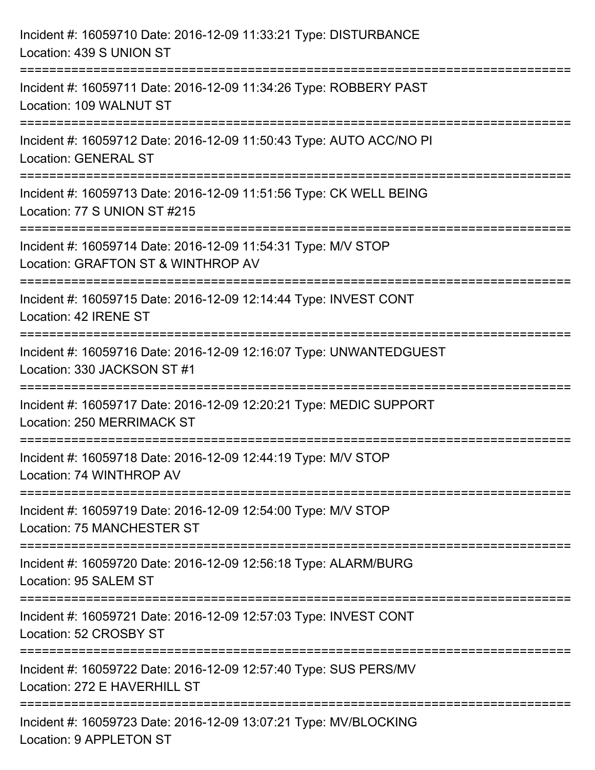Incident #: 16059710 Date: 2016-12-09 11:33:21 Type: DISTURBANCE
Location: 439 S UNION ST

===========================================================================

Incident #: 16059711 Date: 2016-12-09 11:34:26 Type: ROBBERY PAST
Location: 109 WALNUT ST

===========================================================================

Incident #: 16059712 Date: 2016-12-09 11:50:43 Type: AUTO ACC/NO PI
Location: GENERAL ST

===========================================================================

Incident #: 16059713 Date: 2016-12-09 11:51:56 Type: CK WELL BEING
Location: 77 S UNION ST #215

===========================================================================

Incident #: 16059714 Date: 2016-12-09 11:54:31 Type: M/V STOP
Location: GRAFTON ST & WINTHROP AV

===========================================================================

Incident #: 16059715 Date: 2016-12-09 12:14:44 Type: INVEST CONT
Location: 42 IRENE ST

===========================================================================

Incident #: 16059716 Date: 2016-12-09 12:16:07 Type: UNWANTEDGUEST
Location: 330 JACKSON ST #1

===========================================================================

Incident #: 16059717 Date: 2016-12-09 12:20:21 Type: MEDIC SUPPORT
Location: 250 MERRIMACK ST

===========================================================================

Incident #: 16059718 Date: 2016-12-09 12:44:19 Type: M/V STOP
Location: 74 WINTHROP AV

===========================================================================

Incident #: 16059719 Date: 2016-12-09 12:54:00 Type: M/V STOP
Location: 75 MANCHESTER ST

===========================================================================

Incident #: 16059720 Date: 2016-12-09 12:56:18 Type: ALARM/BURG
Location: 95 SALEM ST

===========================================================================

Incident #: 16059721 Date: 2016-12-09 12:57:03 Type: INVEST CONT
Location: 52 CROSBY ST

===========================================================================

Incident #: 16059722 Date: 2016-12-09 12:57:40 Type: SUS PERS/MV
Location: 272 E HAVERHILL ST

===========================================================================

Incident #: 16059723 Date: 2016-12-09 13:07:21 Type: MV/BLOCKING
Location: 9 APPLETON ST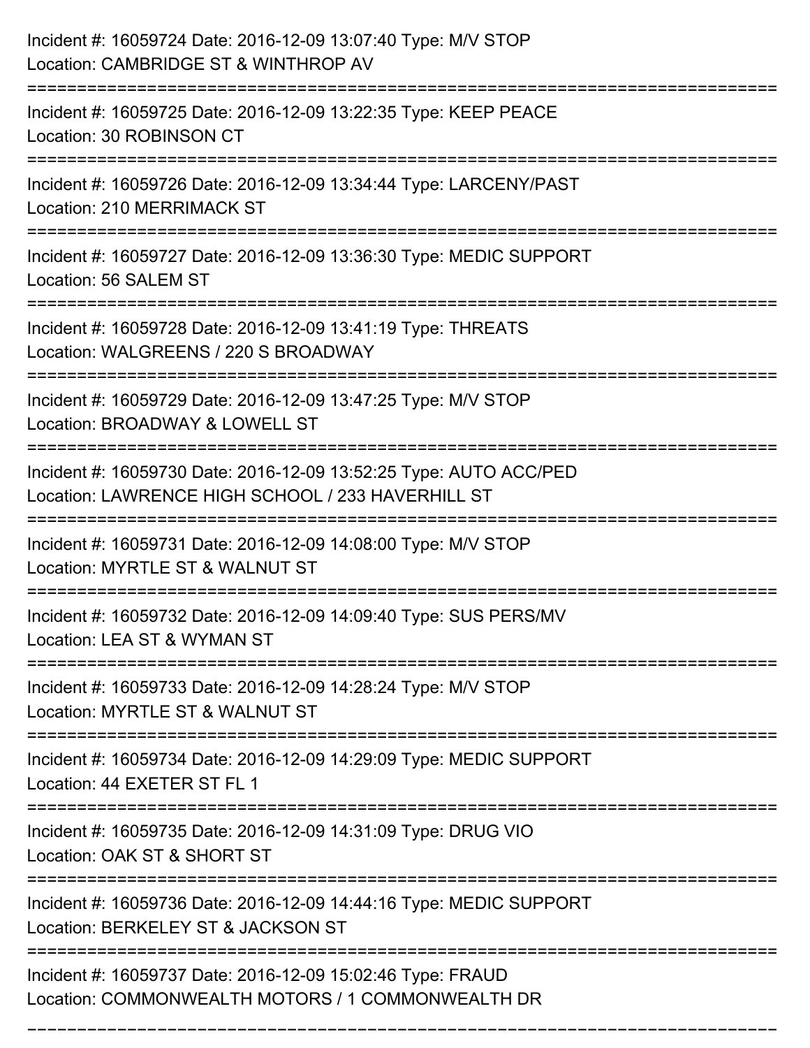Incident #: 16059724 Date: 2016-12-09 13:07:40 Type: M/V STOP
Location: CAMBRIDGE ST & WINTHROP AV

===========================================================================

Incident #: 16059725 Date: 2016-12-09 13:22:35 Type: KEEP PEACE
Location: 30 ROBINSON CT

===========================================================================

Incident #: 16059726 Date: 2016-12-09 13:34:44 Type: LARCENY/PAST
Location: 210 MERRIMACK ST

===========================================================================

Incident #: 16059727 Date: 2016-12-09 13:36:30 Type: MEDIC SUPPORT
Location: 56 SALEM ST

===========================================================================

Incident #: 16059728 Date: 2016-12-09 13:41:19 Type: THREATS
Location: WALGREENS / 220 S BROADWAY

===========================================================================

Incident #: 16059729 Date: 2016-12-09 13:47:25 Type: M/V STOP
Location: BROADWAY & LOWELL ST

===========================================================================

Incident #: 16059730 Date: 2016-12-09 13:52:25 Type: AUTO ACC/PED
Location: LAWRENCE HIGH SCHOOL / 233 HAVERHILL ST

===========================================================================

Incident #: 16059731 Date: 2016-12-09 14:08:00 Type: M/V STOP
Location: MYRTLE ST & WALNUT ST

===========================================================================

Incident #: 16059732 Date: 2016-12-09 14:09:40 Type: SUS PERS/MV
Location: LEA ST & WYMAN ST

===========================================================================

Incident #: 16059733 Date: 2016-12-09 14:28:24 Type: M/V STOP
Location: MYRTLE ST & WALNUT ST

===========================================================================

Incident #: 16059734 Date: 2016-12-09 14:29:09 Type: MEDIC SUPPORT
Location: 44 EXETER ST FL 1

===========================================================================

Incident #: 16059735 Date: 2016-12-09 14:31:09 Type: DRUG VIO
Location: OAK ST & SHORT ST

===========================================================================

Incident #: 16059736 Date: 2016-12-09 14:44:16 Type: MEDIC SUPPORT
Location: BERKELEY ST & JACKSON ST

===========================================================================

Incident #: 16059737 Date: 2016-12-09 15:02:46 Type: FRAUD
Location: COMMONWEALTH MOTORS / 1 COMMONWEALTH DR

===========================================================================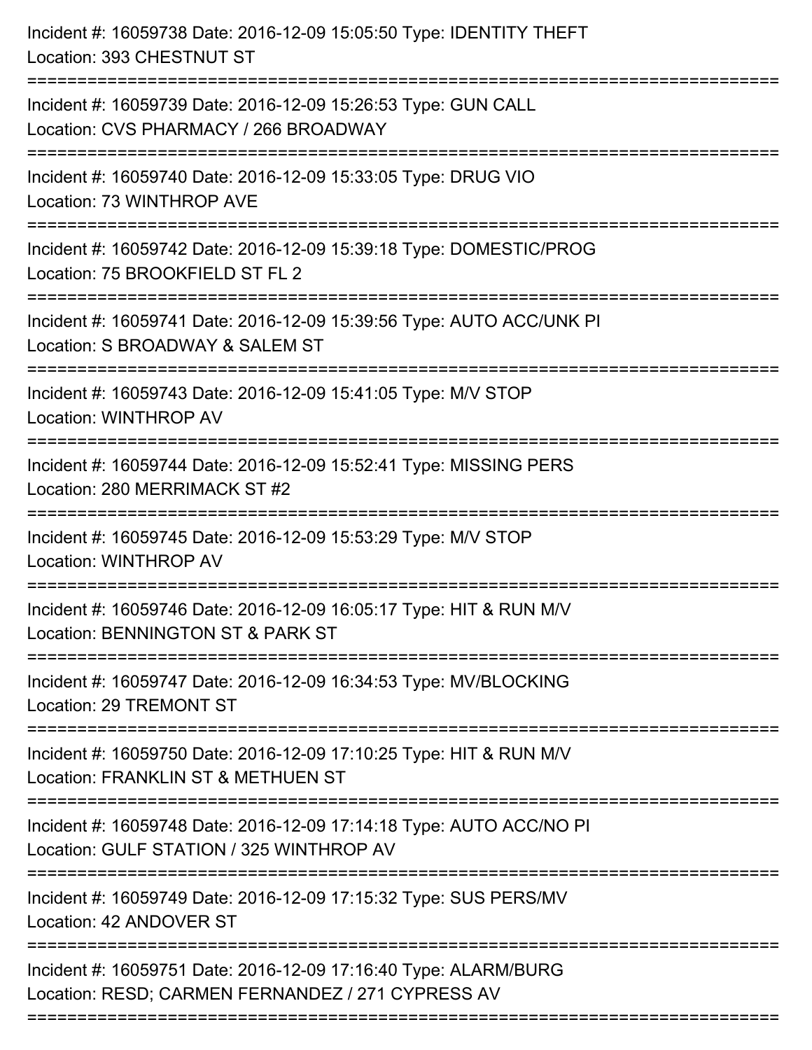Incident #: 16059738 Date: 2016-12-09 15:05:50 Type: IDENTITY THEFT
Location: 393 CHESTNUT ST

===========================================================================

Incident #: 16059739 Date: 2016-12-09 15:26:53 Type: GUN CALL
Location: CVS PHARMACY / 266 BROADWAY

===========================================================================

Incident #: 16059740 Date: 2016-12-09 15:33:05 Type: DRUG VIO
Location: 73 WINTHROP AVE

===========================================================================

Incident #: 16059742 Date: 2016-12-09 15:39:18 Type: DOMESTIC/PROG
Location: 75 BROOKFIELD ST FL 2

===========================================================================

Incident #: 16059741 Date: 2016-12-09 15:39:56 Type: AUTO ACC/UNK PI
Location: S BROADWAY & SALEM ST

===========================================================================

Incident #: 16059743 Date: 2016-12-09 15:41:05 Type: M/V STOP
Location: WINTHROP AV

===========================================================================

Incident #: 16059744 Date: 2016-12-09 15:52:41 Type: MISSING PERS
Location: 280 MERRIMACK ST #2

===========================================================================

Incident #: 16059745 Date: 2016-12-09 15:53:29 Type: M/V STOP
Location: WINTHROP AV

===========================================================================

Incident #: 16059746 Date: 2016-12-09 16:05:17 Type: HIT & RUN M/V
Location: BENNINGTON ST & PARK ST

===========================================================================

Incident #: 16059747 Date: 2016-12-09 16:34:53 Type: MV/BLOCKING
Location: 29 TREMONT ST

===========================================================================

Incident #: 16059750 Date: 2016-12-09 17:10:25 Type: HIT & RUN M/V
Location: FRANKLIN ST & METHUEN ST

===========================================================================

Incident #: 16059748 Date: 2016-12-09 17:14:18 Type: AUTO ACC/NO PI
Location: GULF STATION / 325 WINTHROP AV

===========================================================================

Incident #: 16059749 Date: 2016-12-09 17:15:32 Type: SUS PERS/MV
Location: 42 ANDOVER ST

===========================================================================

Incident #: 16059751 Date: 2016-12-09 17:16:40 Type: ALARM/BURG
Location: RESD; CARMEN FERNANDEZ / 271 CYPRESS AV

===========================================================================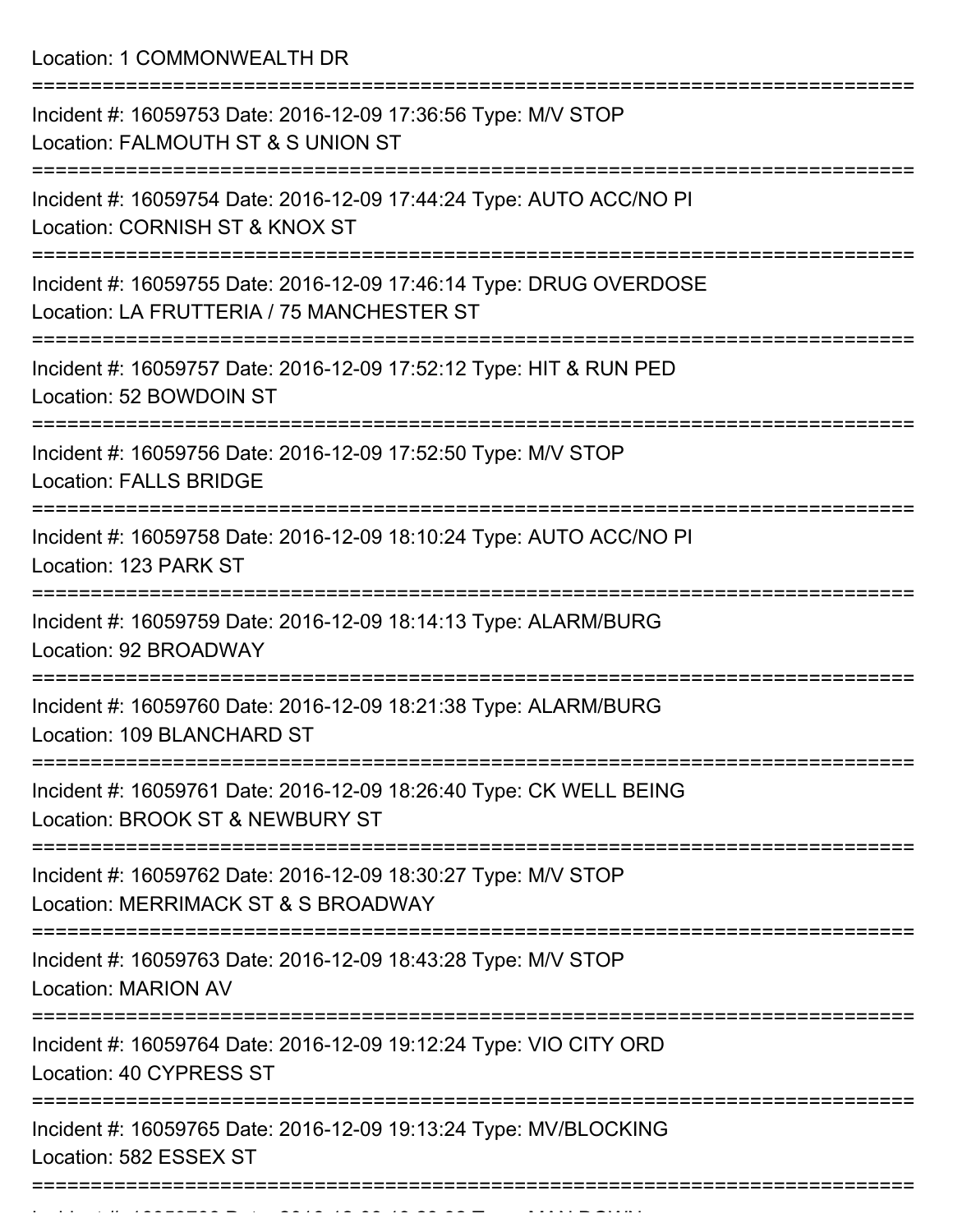Location: 1 COMMONWEALTH DR

===========================================================================

Incident #: 16059753 Date: 2016-12-09 17:36:56 Type: M/V STOP
Location: FALMOUTH ST & S UNION ST

===========================================================================

Incident #: 16059754 Date: 2016-12-09 17:44:24 Type: AUTO ACC/NO PI
Location: CORNISH ST & KNOX ST

===========================================================================

Incident #: 16059755 Date: 2016-12-09 17:46:14 Type: DRUG OVERDOSE
Location: LA FRUTTERIA / 75 MANCHESTER ST

===========================================================================

Incident #: 16059757 Date: 2016-12-09 17:52:12 Type: HIT & RUN PED
Location: 52 BOWDOIN ST

===========================================================================

Incident #: 16059756 Date: 2016-12-09 17:52:50 Type: M/V STOP
Location: FALLS BRIDGE

===========================================================================

Incident #: 16059758 Date: 2016-12-09 18:10:24 Type: AUTO ACC/NO PI
Location: 123 PARK ST

===========================================================================

Incident #: 16059759 Date: 2016-12-09 18:14:13 Type: ALARM/BURG
Location: 92 BROADWAY

===========================================================================

Incident #: 16059760 Date: 2016-12-09 18:21:38 Type: ALARM/BURG
Location: 109 BLANCHARD ST

===========================================================================

Incident #: 16059761 Date: 2016-12-09 18:26:40 Type: CK WELL BEING
Location: BROOK ST & NEWBURY ST

===========================================================================

Incident #: 16059762 Date: 2016-12-09 18:30:27 Type: M/V STOP
Location: MERRIMACK ST & S BROADWAY

===========================================================================

Incident #: 16059763 Date: 2016-12-09 18:43:28 Type: M/V STOP
Location: MARION AV

===========================================================================

Incident #: 16059764 Date: 2016-12-09 19:12:24 Type: VIO CITY ORD
Location: 40 CYPRESS ST

===========================================================================

Incident #: 16059765 Date: 2016-12-09 19:13:24 Type: MV/BLOCKING
Location: 582 ESSEX ST

===========================================================================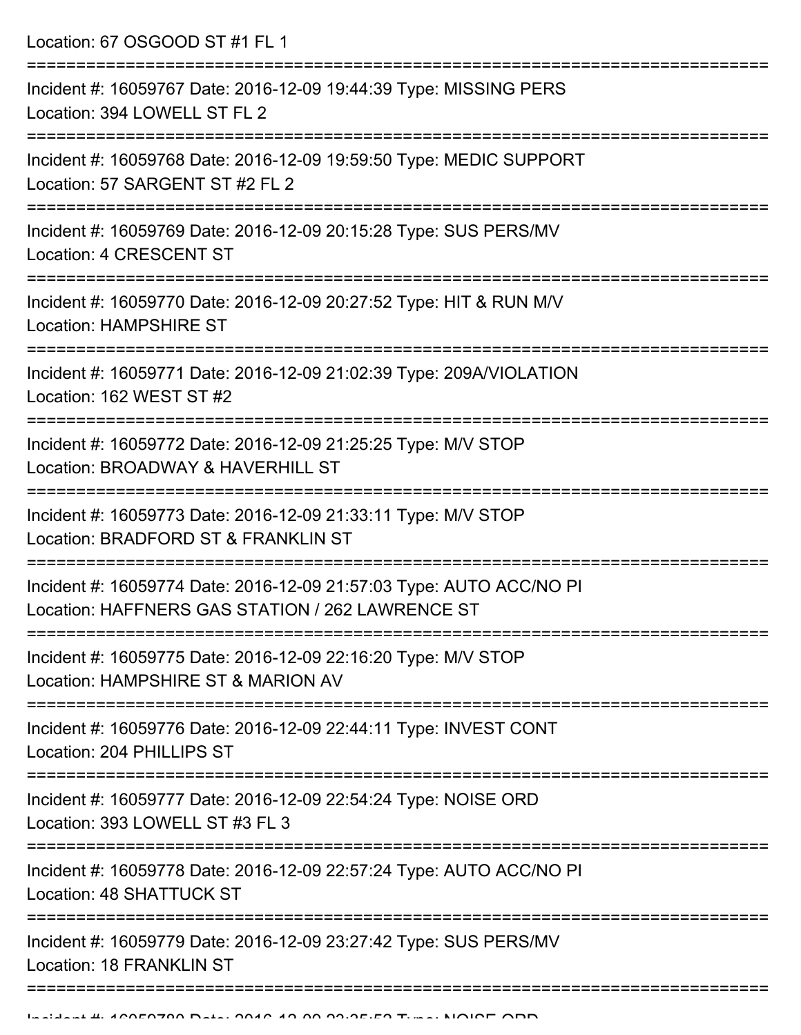Location: 67 OSGOOD ST #1 FL 1

===========================================================================

Incident #: 16059767 Date: 2016-12-09 19:44:39 Type: MISSING PERS
Location: 394 LOWELL ST FL 2

===========================================================================

Incident #: 16059768 Date: 2016-12-09 19:59:50 Type: MEDIC SUPPORT
Location: 57 SARGENT ST #2 FL 2

===========================================================================

Incident #: 16059769 Date: 2016-12-09 20:15:28 Type: SUS PERS/MV
Location: 4 CRESCENT ST

===========================================================================

Incident #: 16059770 Date: 2016-12-09 20:27:52 Type: HIT & RUN M/V
Location: HAMPSHIRE ST

===========================================================================

Incident #: 16059771 Date: 2016-12-09 21:02:39 Type: 209A/VIOLATION
Location: 162 WEST ST #2

===========================================================================

Incident #: 16059772 Date: 2016-12-09 21:25:25 Type: M/V STOP
Location: BROADWAY & HAVERHILL ST

===========================================================================

Incident #: 16059773 Date: 2016-12-09 21:33:11 Type: M/V STOP
Location: BRADFORD ST & FRANKLIN ST

===========================================================================

Incident #: 16059774 Date: 2016-12-09 21:57:03 Type: AUTO ACC/NO PI
Location: HAFFNERS GAS STATION / 262 LAWRENCE ST

===========================================================================

Incident #: 16059775 Date: 2016-12-09 22:16:20 Type: M/V STOP
Location: HAMPSHIRE ST & MARION AV

===========================================================================

Incident #: 16059776 Date: 2016-12-09 22:44:11 Type: INVEST CONT
Location: 204 PHILLIPS ST

===========================================================================

Incident #: 16059777 Date: 2016-12-09 22:54:24 Type: NOISE ORD
Location: 393 LOWELL ST #3 FL 3

===========================================================================

Incident #: 16059778 Date: 2016-12-09 22:57:24 Type: AUTO ACC/NO PI
Location: 48 SHATTUCK ST

===========================================================================

Incident #: 16059779 Date: 2016-12-09 23:27:42 Type: SUS PERS/MV
Location: 18 FRANKLIN ST

===========================================================================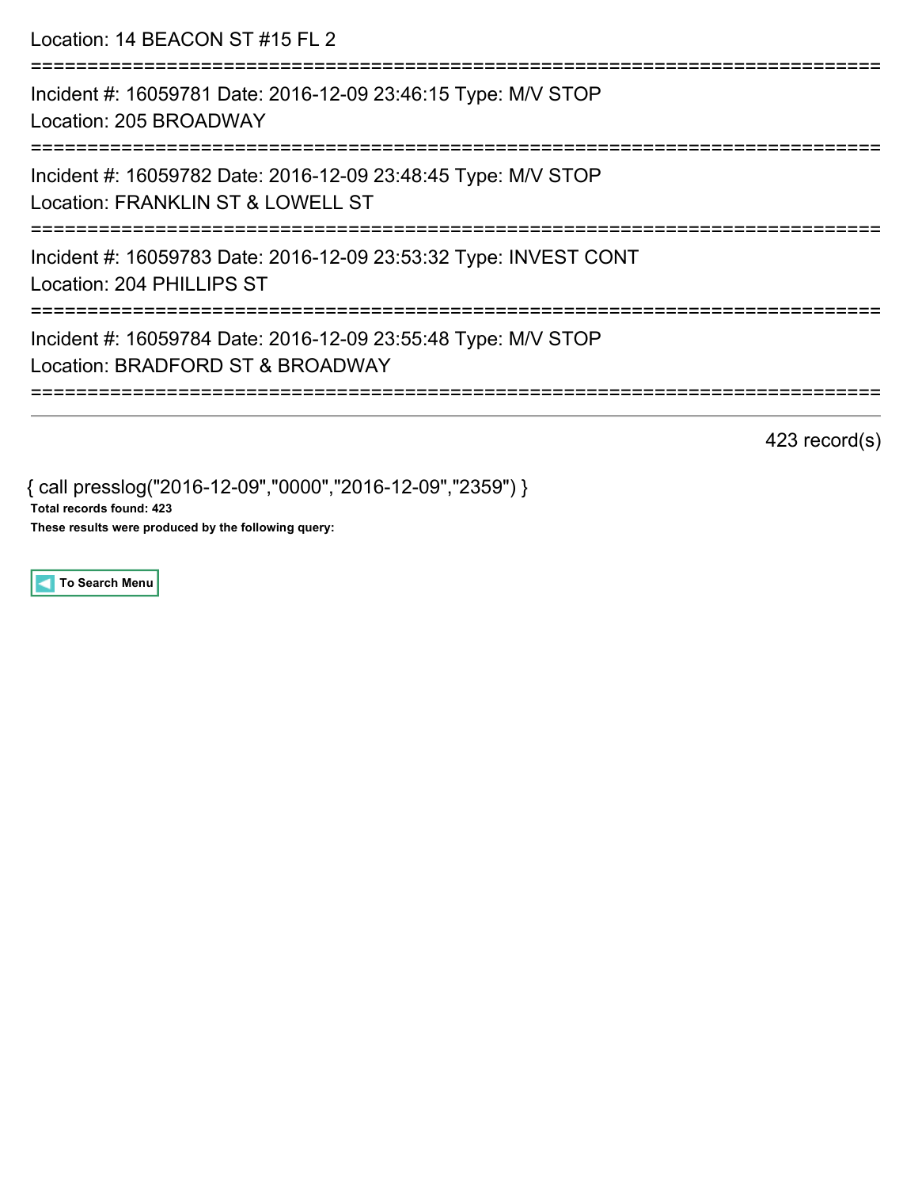Location: 14 BEACON ST #15 FL 2

===========================================================================

Incident #: 16059781 Date: 2016-12-09 23:46:15 Type: M/V STOP

Location: 205 BROADWAY

===========================================================================

Incident #: 16059782 Date: 2016-12-09 23:48:45 Type: M/V STOP

Location: FRANKLIN ST & LOWELL ST

===========================================================================

Incident #: 16059783 Date: 2016-12-09 23:53:32 Type: INVEST CONT

Location: 204 PHILLIPS ST

===========================================================================

Incident #: 16059784 Date: 2016-12-09 23:55:48 Type: M/V STOP

Location: BRADFORD ST & BROADWAY

===========================================================================

423 record(s)

{ call presslog("2016-12-09","0000","2016-12-09","2359") }

**Total records found: 423**

**These results were produced by the following query:**

**To Search Menu**